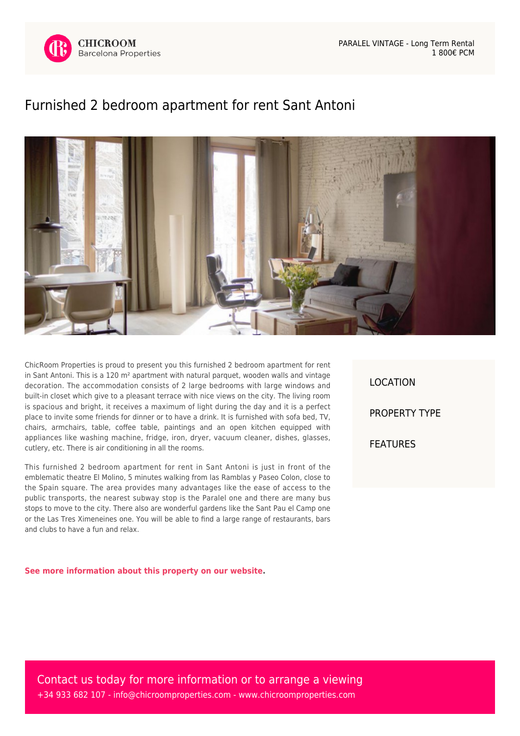CHICROOM
Barcelona Properties

PARALEL VINTAGE - Long Term Rental
1 800€ PCM

# Furnished 2 bedroom apartment for rent Sant Antoni

ChicRoom Properties is proud to present you this furnished 2 bedroom apartment for rent in Sant Antoni. This is a 120 m² apartment with natural parquet, wooden walls and vintage decoration. The accommodation consists of 2 large bedrooms with large windows and built-in closet which give to a pleasant terrace with nice views on the city. The living room is spacious and bright, it receives a maximum of light during the day and it is a perfect place to invite some friends for dinner or to have a drink. It is furnished with sofa bed, TV, chairs, armchairs, table, coffee table, paintings and an open kitchen equipped with appliances like washing machine, fridge, iron, dryer, vacuum cleaner, dishes, glasses, cutlery, etc. There is air conditioning in all the rooms.

This furnished 2 bedroom apartment for rent in Sant Antoni is just in front of the emblematic theatre El Molino, 5 minutes walking from las Ramblas y Paseo Colon, close to the Spain square. The area provides many advantages like the ease of access to the public transports, the nearest subway stop is the Paralel one and there are many bus stops to move to the city. There also are wonderful gardens like the Sant Pau el Camp one or the Las Tres Ximeneines one. You will be able to find a large range of restaurants, bars and clubs to have a fun and relax.

**See more information about this property on our website.**

LOCATION

PROPERTY TYPE

FEATURES

Contact us today for more information or to arrange a viewing
+34 933 682 107 - info@chicroomproperties.com - www.chicroomproperties.com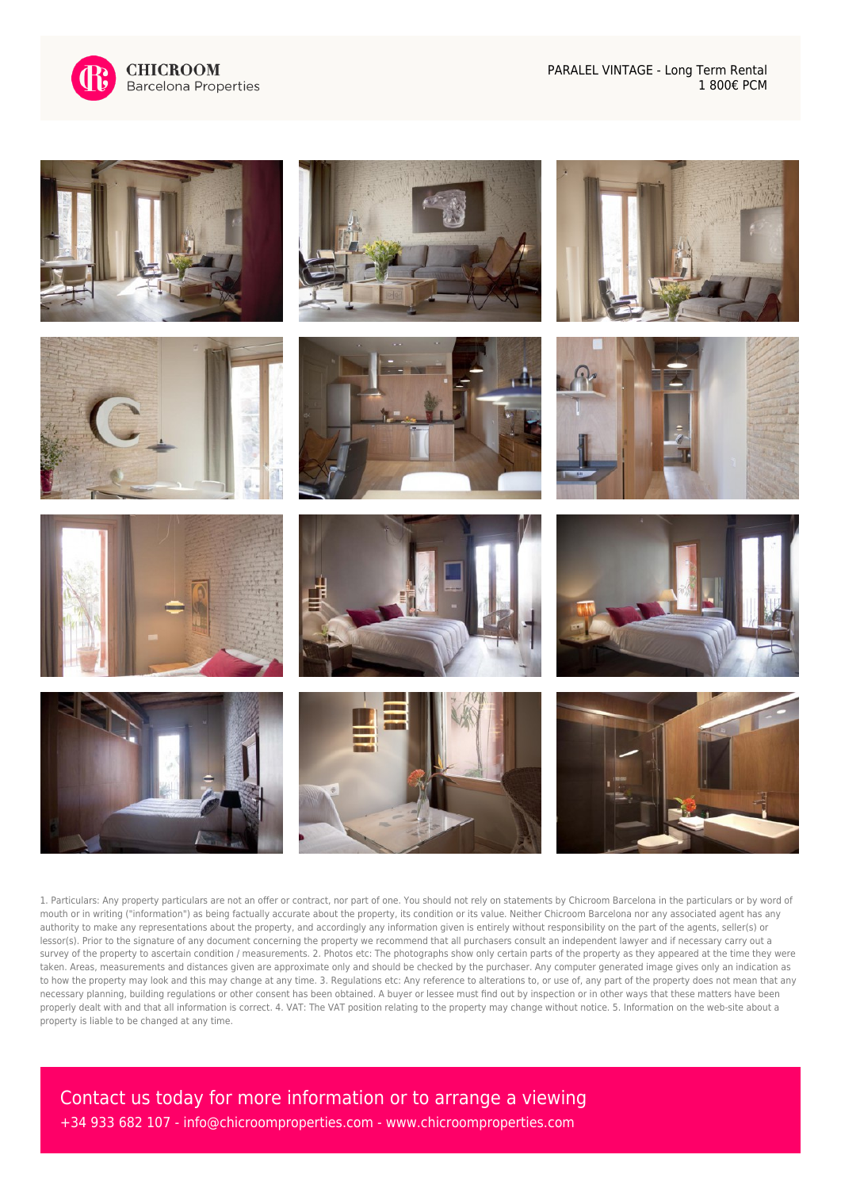CHICROOM
Barcelona Properties

PARALEL VINTAGE - Long Term Rental
1 800€ PCM

1. Particulars: Any property particulars are not an offer or contract, nor part of one. You should not rely on statements by Chicroom Barcelona in the particulars or by word of mouth or in writing ("information") as being factually accurate about the property, its condition or its value. Neither Chicroom Barcelona nor any associated agent has any authority to make any representations about the property, and accordingly any information given is entirely without responsibility on the part of the agents, seller(s) or lessor(s). Prior to the signature of any document concerning the property we recommend that all purchasers consult an independent lawyer and if necessary carry out a survey of the property to ascertain condition / measurements. 2. Photos etc: The photographs show only certain parts of the property as they appeared at the time they were taken. Areas, measurements and distances given are approximate only and should be checked by the purchaser. Any computer generated image gives only an indication as to how the property may look and this may change at any time. 3. Regulations etc: Any reference to alterations to, or use of, any part of the property does not mean that any necessary planning, building regulations or other consent has been obtained. A buyer or lessee must find out by inspection or in other ways that these matters have been properly dealt with and that all information is correct. 4. VAT: The VAT position relating to the property may change without notice. 5. Information on the web-site about a property is liable to be changed at any time.

Contact us today for more information or to arrange a viewing
+34 933 682 107 - info@chicroomproperties.com - www.chicroomproperties.com